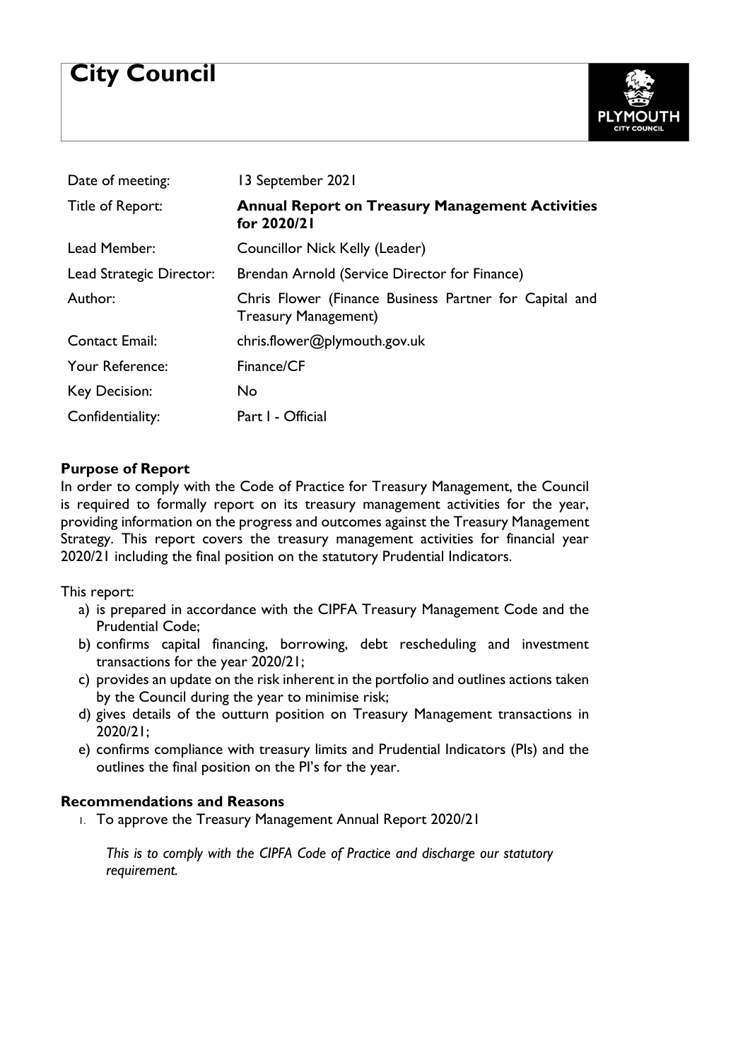# City Council

| | |
|---|---|
| Date of meeting: | 13 September 2021 |
| Title of Report: | **Annual Report on Treasury Management Activities for 2020/21** |
| Lead Member: | Councillor Nick Kelly (Leader) |
| Lead Strategic Director: | Brendan Arnold (Service Director for Finance) |
| Author: | Chris Flower (Finance Business Partner for Capital and Treasury Management) |
| Contact Email: | chris.flower@plymouth.gov.uk |
| Your Reference: | Finance/CF |
| Key Decision: | No |
| Confidentiality: | Part I - Official |

### Purpose of Report

In order to comply with the Code of Practice for Treasury Management, the Council is required to formally report on its treasury management activities for the year, providing information on the progress and outcomes against the Treasury Management Strategy. This report covers the treasury management activities for financial year 2020/21 including the final position on the statutory Prudential Indicators.

This report:

a) is prepared in accordance with the CIPFA Treasury Management Code and the Prudential Code;
b) confirms capital financing, borrowing, debt rescheduling and investment transactions for the year 2020/21;
c) provides an update on the risk inherent in the portfolio and outlines actions taken by the Council during the year to minimise risk;
d) gives details of the outturn position on Treasury Management transactions in 2020/21;
e) confirms compliance with treasury limits and Prudential Indicators (PIs) and the outlines the final position on the PI's for the year.

### Recommendations and Reasons

1. To approve the Treasury Management Annual Report 2020/21

   *This is to comply with the CIPFA Code of Practice and discharge our statutory requirement.*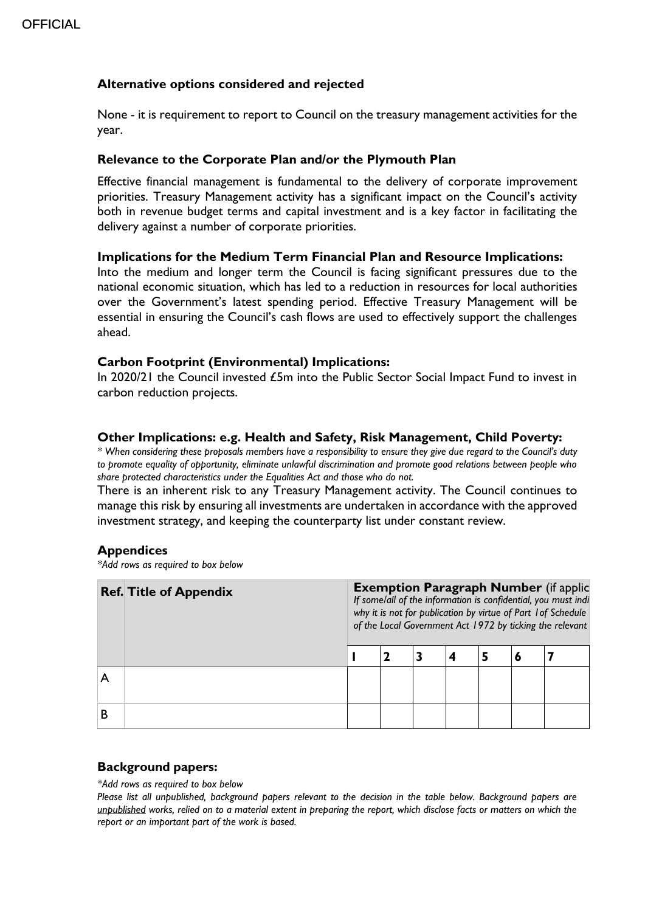### Alternative options considered and rejected

None - it is requirement to report to Council on the treasury management activities for the year.

### Relevance to the Corporate Plan and/or the Plymouth Plan

Effective financial management is fundamental to the delivery of corporate improvement priorities. Treasury Management activity has a significant impact on the Council's activity both in revenue budget terms and capital investment and is a key factor in facilitating the delivery against a number of corporate priorities.

### Implications for the Medium Term Financial Plan and Resource Implications:

Into the medium and longer term the Council is facing significant pressures due to the national economic situation, which has led to a reduction in resources for local authorities over the Government's latest spending period. Effective Treasury Management will be essential in ensuring the Council's cash flows are used to effectively support the challenges ahead.

### Carbon Footprint (Environmental) Implications:

In 2020/21 the Council invested £5m into the Public Sector Social Impact Fund to invest in carbon reduction projects.

### Other Implications: e.g. Health and Safety, Risk Management, Child Poverty:

*\* When considering these proposals members have a responsibility to ensure they give due regard to the Council's duty to promote equality of opportunity, eliminate unlawful discrimination and promote good relations between people who share protected characteristics under the Equalities Act and those who do not.*

There is an inherent risk to any Treasury Management activity. The Council continues to manage this risk by ensuring all investments are undertaken in accordance with the approved investment strategy, and keeping the counterparty list under constant review.

### Appendices

*\*Add rows as required to box below*

| Ref. | Title of Appendix | **Exemption Paragraph Number** (if applic *If some/all of the information is confidential, you must indi why it is not for publication by virtue of Part 1of Schedule of the Local Government Act 1972 by ticking the relevant* | | | | | | |
|---|---|---|---|---|---|---|---|---|
| | | 1 | 2 | 3 | 4 | 5 | 6 | 7 |
| A | | | | | | | | |
| B | | | | | | | | |

### Background papers:

*\*Add rows as required to box below*

*Please list all unpublished, background papers relevant to the decision in the table below. Background papers are unpublished works, relied on to a material extent in preparing the report, which disclose facts or matters on which the report or an important part of the work is based.*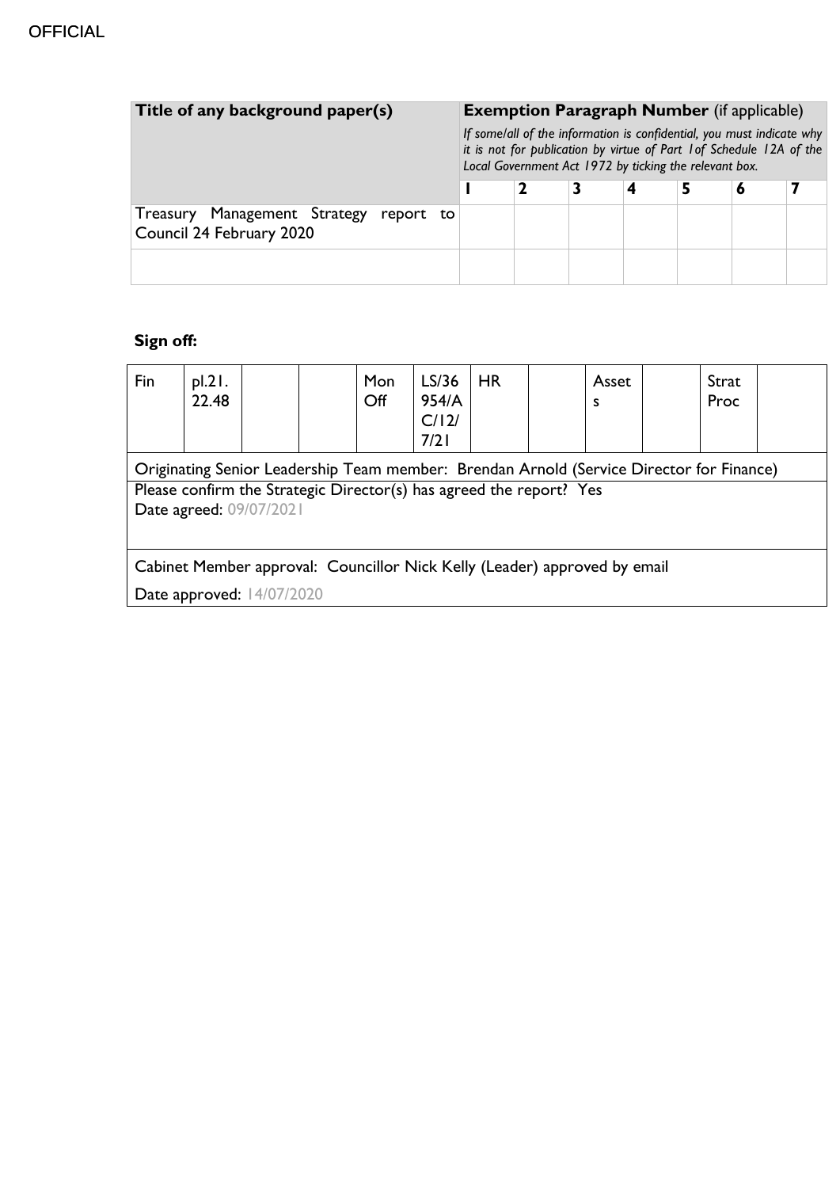| Title of any background paper(s) | Exemption Paragraph Number (if applicable) *If some/all of the information is confidential, you must indicate why it is not for publication by virtue of Part 1of Schedule 12A of the Local Government Act 1972 by ticking the relevant box.* | | | | | | |
|---|---|---|---|---|---|---|---|
| | **1** | **2** | **3** | **4** | **5** | **6** | **7** |
| Treasury Management Strategy report to Council 24 February 2020 | | | | | | | |
| | | | | | | | |

**Sign off:**

| Fin | pl.21.22.48 | | | Mon Off | LS/36954/AC/12/7/21 | HR | | Assets | | Strat Proc | |
|---|---|---|---|---|---|---|---|---|---|---|---|

Originating Senior Leadership Team member: Brendan Arnold (Service Director for Finance)

Please confirm the Strategic Director(s) has agreed the report? Yes
Date agreed: 09/07/2021

Cabinet Member approval: Councillor Nick Kelly (Leader) approved by email
Date approved: 14/07/2020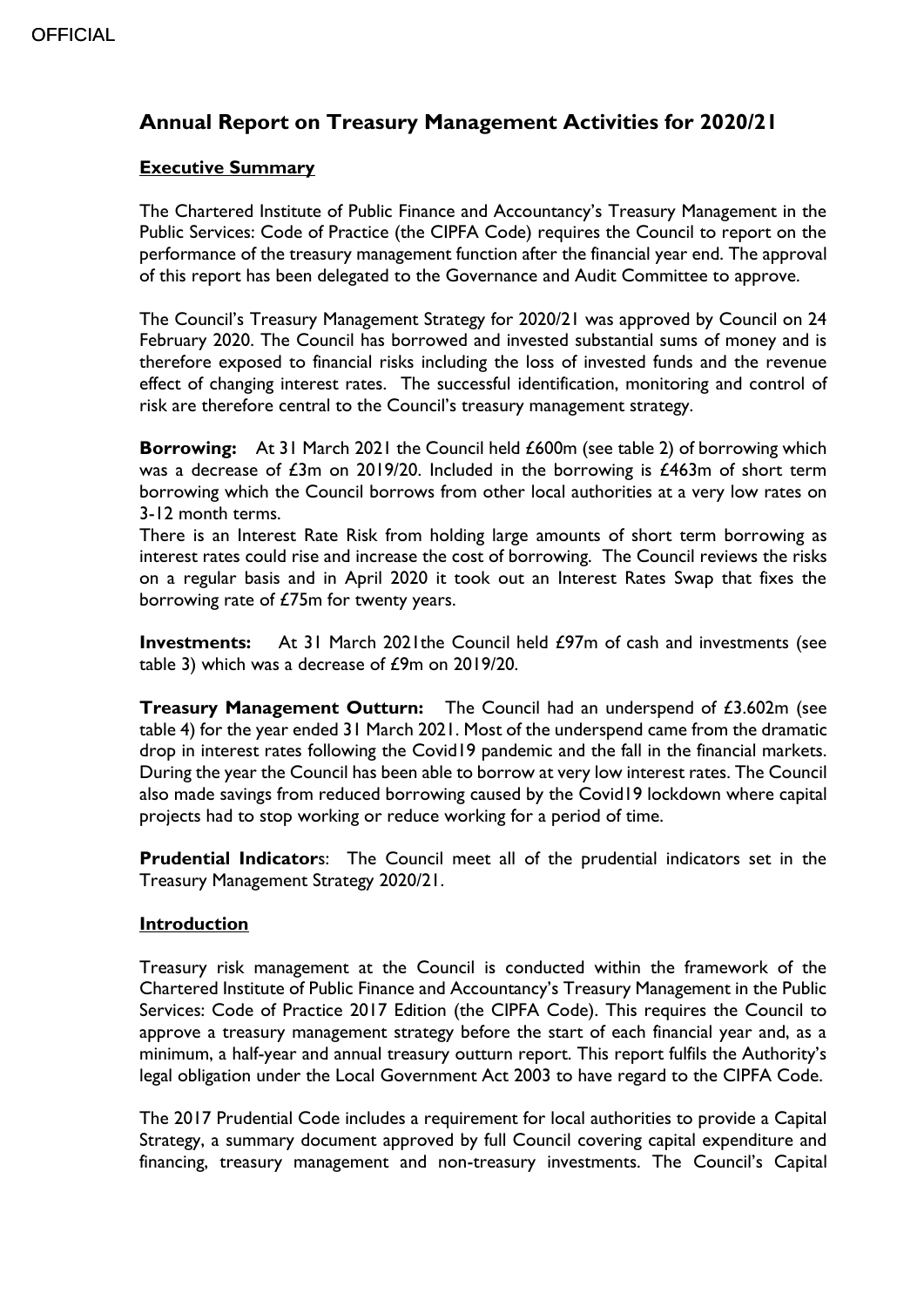OFFICIAL

# Annual Report on Treasury Management Activities for 2020/21

## Executive Summary

The Chartered Institute of Public Finance and Accountancy's Treasury Management in the Public Services: Code of Practice (the CIPFA Code) requires the Council to report on the performance of the treasury management function after the financial year end. The approval of this report has been delegated to the Governance and Audit Committee to approve.

The Council's Treasury Management Strategy for 2020/21 was approved by Council on 24 February 2020. The Council has borrowed and invested substantial sums of money and is therefore exposed to financial risks including the loss of invested funds and the revenue effect of changing interest rates. The successful identification, monitoring and control of risk are therefore central to the Council's treasury management strategy.

**Borrowing:** At 31 March 2021 the Council held £600m (see table 2) of borrowing which was a decrease of £3m on 2019/20. Included in the borrowing is £463m of short term borrowing which the Council borrows from other local authorities at a very low rates on 3-12 month terms.

There is an Interest Rate Risk from holding large amounts of short term borrowing as interest rates could rise and increase the cost of borrowing. The Council reviews the risks on a regular basis and in April 2020 it took out an Interest Rates Swap that fixes the borrowing rate of £75m for twenty years.

**Investments:** At 31 March 2021the Council held £97m of cash and investments (see table 3) which was a decrease of £9m on 2019/20.

**Treasury Management Outturn:** The Council had an underspend of £3.602m (see table 4) for the year ended 31 March 2021. Most of the underspend came from the dramatic drop in interest rates following the Covid19 pandemic and the fall in the financial markets. During the year the Council has been able to borrow at very low interest rates. The Council also made savings from reduced borrowing caused by the Covid19 lockdown where capital projects had to stop working or reduce working for a period of time.

**Prudential Indicators**: The Council meet all of the prudential indicators set in the Treasury Management Strategy 2020/21.

## Introduction

Treasury risk management at the Council is conducted within the framework of the Chartered Institute of Public Finance and Accountancy's Treasury Management in the Public Services: Code of Practice 2017 Edition (the CIPFA Code). This requires the Council to approve a treasury management strategy before the start of each financial year and, as a minimum, a half-year and annual treasury outturn report. This report fulfils the Authority's legal obligation under the Local Government Act 2003 to have regard to the CIPFA Code.

The 2017 Prudential Code includes a requirement for local authorities to provide a Capital Strategy, a summary document approved by full Council covering capital expenditure and financing, treasury management and non-treasury investments. The Council's Capital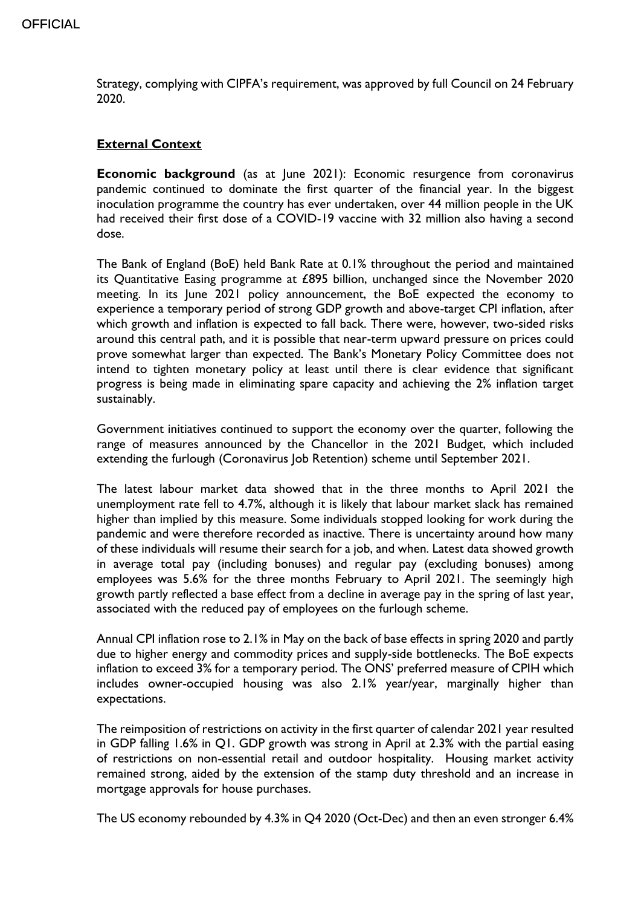Strategy, complying with CIPFA's requirement, was approved by full Council on 24 February 2020.

## External Context

**Economic background** (as at June 2021): Economic resurgence from coronavirus pandemic continued to dominate the first quarter of the financial year. In the biggest inoculation programme the country has ever undertaken, over 44 million people in the UK had received their first dose of a COVID-19 vaccine with 32 million also having a second dose.

The Bank of England (BoE) held Bank Rate at 0.1% throughout the period and maintained its Quantitative Easing programme at £895 billion, unchanged since the November 2020 meeting. In its June 2021 policy announcement, the BoE expected the economy to experience a temporary period of strong GDP growth and above-target CPI inflation, after which growth and inflation is expected to fall back. There were, however, two-sided risks around this central path, and it is possible that near-term upward pressure on prices could prove somewhat larger than expected. The Bank's Monetary Policy Committee does not intend to tighten monetary policy at least until there is clear evidence that significant progress is being made in eliminating spare capacity and achieving the 2% inflation target sustainably.

Government initiatives continued to support the economy over the quarter, following the range of measures announced by the Chancellor in the 2021 Budget, which included extending the furlough (Coronavirus Job Retention) scheme until September 2021.

The latest labour market data showed that in the three months to April 2021 the unemployment rate fell to 4.7%, although it is likely that labour market slack has remained higher than implied by this measure. Some individuals stopped looking for work during the pandemic and were therefore recorded as inactive. There is uncertainty around how many of these individuals will resume their search for a job, and when. Latest data showed growth in average total pay (including bonuses) and regular pay (excluding bonuses) among employees was 5.6% for the three months February to April 2021. The seemingly high growth partly reflected a base effect from a decline in average pay in the spring of last year, associated with the reduced pay of employees on the furlough scheme.

Annual CPI inflation rose to 2.1% in May on the back of base effects in spring 2020 and partly due to higher energy and commodity prices and supply-side bottlenecks. The BoE expects inflation to exceed 3% for a temporary period. The ONS' preferred measure of CPIH which includes owner-occupied housing was also 2.1% year/year, marginally higher than expectations.

The reimposition of restrictions on activity in the first quarter of calendar 2021 year resulted in GDP falling 1.6% in Q1. GDP growth was strong in April at 2.3% with the partial easing of restrictions on non-essential retail and outdoor hospitality. Housing market activity remained strong, aided by the extension of the stamp duty threshold and an increase in mortgage approvals for house purchases.

The US economy rebounded by 4.3% in Q4 2020 (Oct-Dec) and then an even stronger 6.4%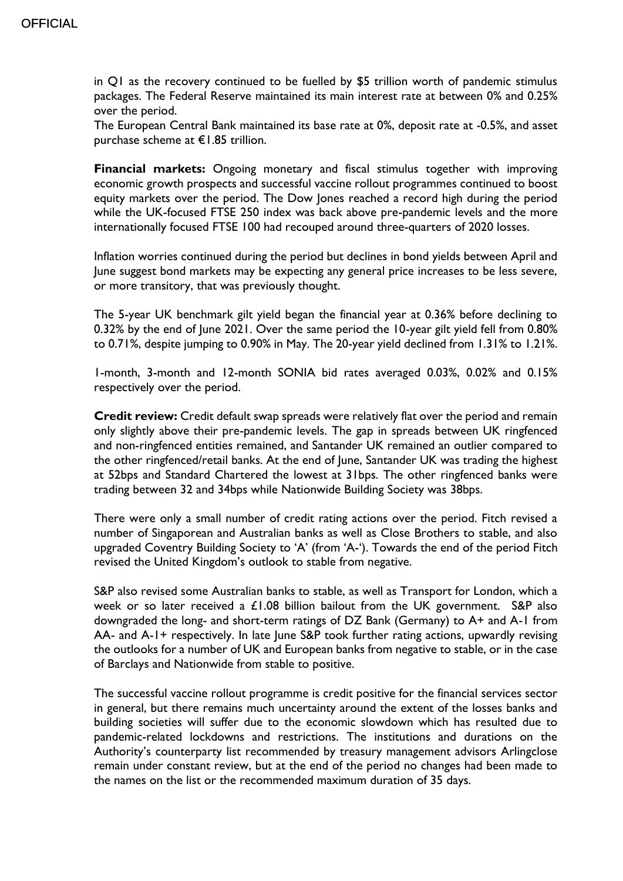in Q1 as the recovery continued to be fuelled by $5 trillion worth of pandemic stimulus packages. The Federal Reserve maintained its main interest rate at between 0% and 0.25% over the period.

The European Central Bank maintained its base rate at 0%, deposit rate at -0.5%, and asset purchase scheme at €1.85 trillion.

**Financial markets:** Ongoing monetary and fiscal stimulus together with improving economic growth prospects and successful vaccine rollout programmes continued to boost equity markets over the period. The Dow Jones reached a record high during the period while the UK-focused FTSE 250 index was back above pre-pandemic levels and the more internationally focused FTSE 100 had recouped around three-quarters of 2020 losses.

Inflation worries continued during the period but declines in bond yields between April and June suggest bond markets may be expecting any general price increases to be less severe, or more transitory, that was previously thought.

The 5-year UK benchmark gilt yield began the financial year at 0.36% before declining to 0.32% by the end of June 2021. Over the same period the 10-year gilt yield fell from 0.80% to 0.71%, despite jumping to 0.90% in May. The 20-year yield declined from 1.31% to 1.21%.

1-month, 3-month and 12-month SONIA bid rates averaged 0.03%, 0.02% and 0.15% respectively over the period.

**Credit review:** Credit default swap spreads were relatively flat over the period and remain only slightly above their pre-pandemic levels. The gap in spreads between UK ringfenced and non-ringfenced entities remained, and Santander UK remained an outlier compared to the other ringfenced/retail banks. At the end of June, Santander UK was trading the highest at 52bps and Standard Chartered the lowest at 31bps. The other ringfenced banks were trading between 32 and 34bps while Nationwide Building Society was 38bps.

There were only a small number of credit rating actions over the period. Fitch revised a number of Singaporean and Australian banks as well as Close Brothers to stable, and also upgraded Coventry Building Society to 'A' (from 'A-'). Towards the end of the period Fitch revised the United Kingdom's outlook to stable from negative.

S&P also revised some Australian banks to stable, as well as Transport for London, which a week or so later received a £1.08 billion bailout from the UK government. S&P also downgraded the long- and short-term ratings of DZ Bank (Germany) to A+ and A-1 from AA- and A-1+ respectively. In late June S&P took further rating actions, upwardly revising the outlooks for a number of UK and European banks from negative to stable, or in the case of Barclays and Nationwide from stable to positive.

The successful vaccine rollout programme is credit positive for the financial services sector in general, but there remains much uncertainty around the extent of the losses banks and building societies will suffer due to the economic slowdown which has resulted due to pandemic-related lockdowns and restrictions. The institutions and durations on the Authority's counterparty list recommended by treasury management advisors Arlingclose remain under constant review, but at the end of the period no changes had been made to the names on the list or the recommended maximum duration of 35 days.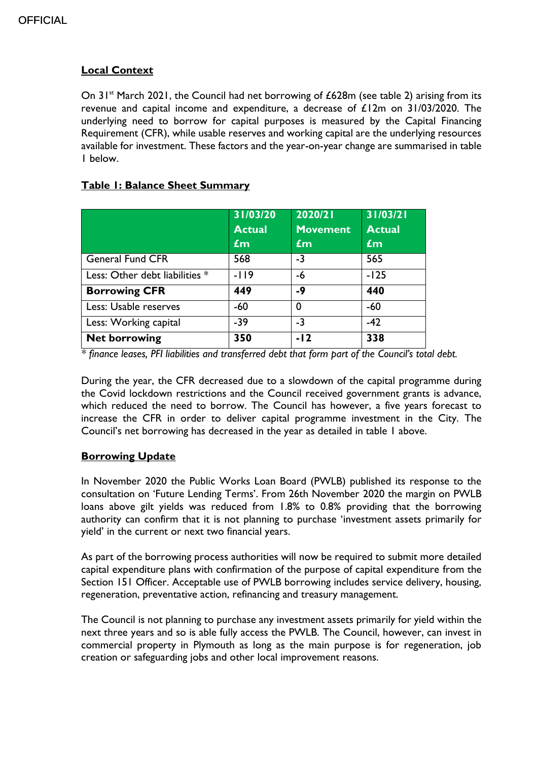OFFICIAL

**Local Context**

On 31st March 2021, the Council had net borrowing of £628m (see table 2) arising from its revenue and capital income and expenditure, a decrease of £12m on 31/03/2020. The underlying need to borrow for capital purposes is measured by the Capital Financing Requirement (CFR), while usable reserves and working capital are the underlying resources available for investment. These factors and the year-on-year change are summarised in table 1 below.

**Table 1: Balance Sheet Summary**

| | 31/03/20 Actual £m | 2020/21 Movement £m | 31/03/21 Actual £m |
|---|---|---|---|
| General Fund CFR | 568 | -3 | 565 |
| Less: Other debt liabilities * | -119 | -6 | -125 |
| **Borrowing CFR** | **449** | **-9** | **440** |
| Less: Usable reserves | -60 | 0 | -60 |
| Less: Working capital | -39 | -3 | -42 |
| **Net borrowing** | **350** | **-12** | **338** |

\* *finance leases, PFI liabilities and transferred debt that form part of the Council's total debt.*

During the year, the CFR decreased due to a slowdown of the capital programme during the Covid lockdown restrictions and the Council received government grants is advance, which reduced the need to borrow. The Council has however, a five years forecast to increase the CFR in order to deliver capital programme investment in the City. The Council's net borrowing has decreased in the year as detailed in table 1 above.

**Borrowing Update**

In November 2020 the Public Works Loan Board (PWLB) published its response to the consultation on 'Future Lending Terms'. From 26th November 2020 the margin on PWLB loans above gilt yields was reduced from 1.8% to 0.8% providing that the borrowing authority can confirm that it is not planning to purchase 'investment assets primarily for yield' in the current or next two financial years.

As part of the borrowing process authorities will now be required to submit more detailed capital expenditure plans with confirmation of the purpose of capital expenditure from the Section 151 Officer. Acceptable use of PWLB borrowing includes service delivery, housing, regeneration, preventative action, refinancing and treasury management.

The Council is not planning to purchase any investment assets primarily for yield within the next three years and so is able fully access the PWLB. The Council, however, can invest in commercial property in Plymouth as long as the main purpose is for regeneration, job creation or safeguarding jobs and other local improvement reasons.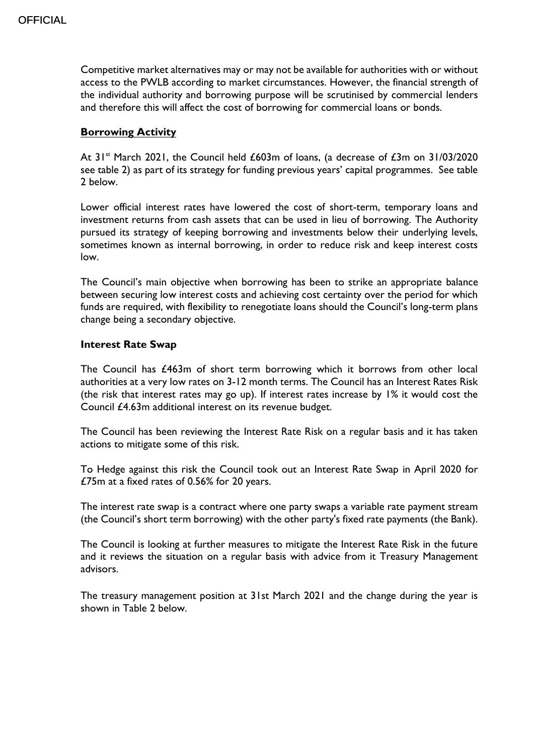Competitive market alternatives may or may not be available for authorities with or without access to the PWLB according to market circumstances. However, the financial strength of the individual authority and borrowing purpose will be scrutinised by commercial lenders and therefore this will affect the cost of borrowing for commercial loans or bonds.

**Borrowing Activity**

At 31st March 2021, the Council held £603m of loans, (a decrease of £3m on 31/03/2020 see table 2) as part of its strategy for funding previous years' capital programmes. See table 2 below.

Lower official interest rates have lowered the cost of short-term, temporary loans and investment returns from cash assets that can be used in lieu of borrowing. The Authority pursued its strategy of keeping borrowing and investments below their underlying levels, sometimes known as internal borrowing, in order to reduce risk and keep interest costs low.

The Council's main objective when borrowing has been to strike an appropriate balance between securing low interest costs and achieving cost certainty over the period for which funds are required, with flexibility to renegotiate loans should the Council's long-term plans change being a secondary objective.

**Interest Rate Swap**

The Council has £463m of short term borrowing which it borrows from other local authorities at a very low rates on 3-12 month terms. The Council has an Interest Rates Risk (the risk that interest rates may go up). If interest rates increase by 1% it would cost the Council £4.63m additional interest on its revenue budget.

The Council has been reviewing the Interest Rate Risk on a regular basis and it has taken actions to mitigate some of this risk.

To Hedge against this risk the Council took out an Interest Rate Swap in April 2020 for £75m at a fixed rates of 0.56% for 20 years.

The interest rate swap is a contract where one party swaps a variable rate payment stream (the Council's short term borrowing) with the other party's fixed rate payments (the Bank).

The Council is looking at further measures to mitigate the Interest Rate Risk in the future and it reviews the situation on a regular basis with advice from it Treasury Management advisors.

The treasury management position at 31st March 2021 and the change during the year is shown in Table 2 below.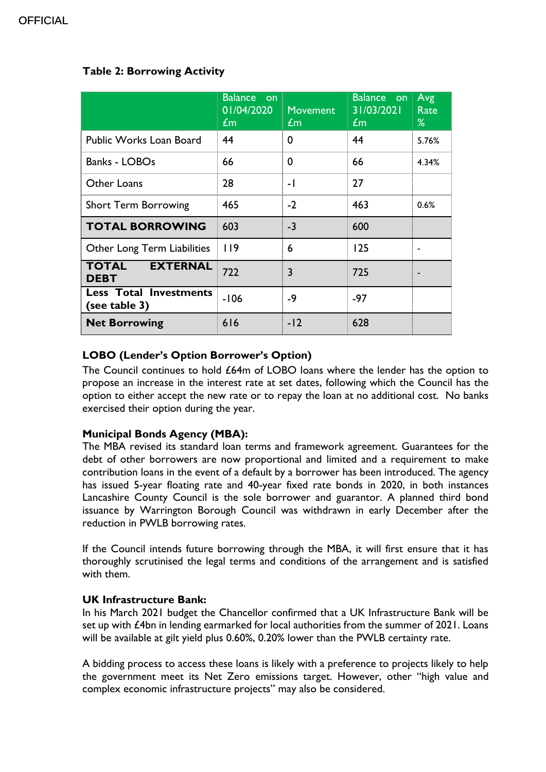**Table 2: Borrowing Activity**

| | Balance on 01/04/2020 £m | Movement £m | Balance on 31/03/2021 £m | Avg Rate % |
|---|---|---|---|---|
| Public Works Loan Board | 44 | 0 | 44 | 5.76% |
| Banks - LOBOs | 66 | 0 | 66 | 4.34% |
| Other Loans | 28 | -1 | 27 | |
| Short Term Borrowing | 465 | -2 | 463 | 0.6% |
| **TOTAL BORROWING** | 603 | -3 | 600 | |
| Other Long Term Liabilities | 119 | 6 | 125 | - |
| **TOTAL EXTERNAL DEBT** | 722 | 3 | 725 | - |
| **Less Total Investments (see table 3)** | -106 | -9 | -97 | |
| **Net Borrowing** | 616 | -12 | 628 | |

**LOBO (Lender's Option Borrower's Option)**

The Council continues to hold £64m of LOBO loans where the lender has the option to propose an increase in the interest rate at set dates, following which the Council has the option to either accept the new rate or to repay the loan at no additional cost. No banks exercised their option during the year.

**Municipal Bonds Agency (MBA):**

The MBA revised its standard loan terms and framework agreement. Guarantees for the debt of other borrowers are now proportional and limited and a requirement to make contribution loans in the event of a default by a borrower has been introduced. The agency has issued 5-year floating rate and 40-year fixed rate bonds in 2020, in both instances Lancashire County Council is the sole borrower and guarantor. A planned third bond issuance by Warrington Borough Council was withdrawn in early December after the reduction in PWLB borrowing rates.

If the Council intends future borrowing through the MBA, it will first ensure that it has thoroughly scrutinised the legal terms and conditions of the arrangement and is satisfied with them.

**UK Infrastructure Bank:**

In his March 2021 budget the Chancellor confirmed that a UK Infrastructure Bank will be set up with £4bn in lending earmarked for local authorities from the summer of 2021. Loans will be available at gilt yield plus 0.60%, 0.20% lower than the PWLB certainty rate.

A bidding process to access these loans is likely with a preference to projects likely to help the government meet its Net Zero emissions target. However, other "high value and complex economic infrastructure projects" may also be considered.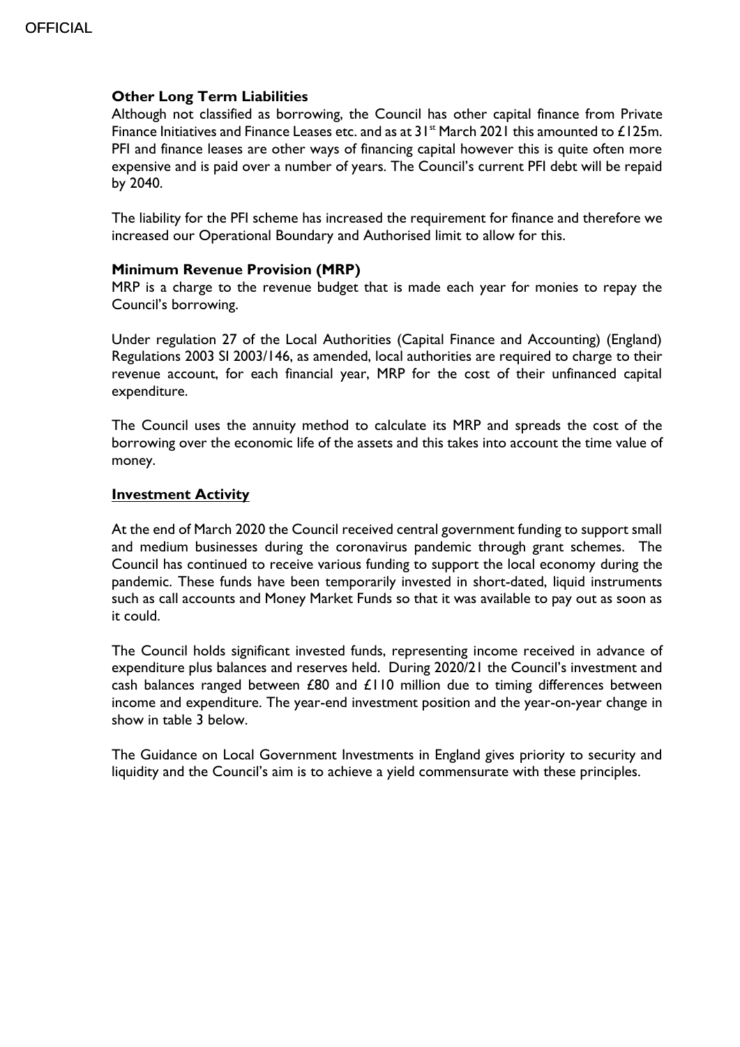**Other Long Term Liabilities**

Although not classified as borrowing, the Council has other capital finance from Private Finance Initiatives and Finance Leases etc. and as at 31st March 2021 this amounted to £125m. PFI and finance leases are other ways of financing capital however this is quite often more expensive and is paid over a number of years. The Council's current PFI debt will be repaid by 2040.

The liability for the PFI scheme has increased the requirement for finance and therefore we increased our Operational Boundary and Authorised limit to allow for this.

**Minimum Revenue Provision (MRP)**

MRP is a charge to the revenue budget that is made each year for monies to repay the Council's borrowing.

Under regulation 27 of the Local Authorities (Capital Finance and Accounting) (England) Regulations 2003 SI 2003/146, as amended, local authorities are required to charge to their revenue account, for each financial year, MRP for the cost of their unfinanced capital expenditure.

The Council uses the annuity method to calculate its MRP and spreads the cost of the borrowing over the economic life of the assets and this takes into account the time value of money.

**Investment Activity**

At the end of March 2020 the Council received central government funding to support small and medium businesses during the coronavirus pandemic through grant schemes. The Council has continued to receive various funding to support the local economy during the pandemic. These funds have been temporarily invested in short-dated, liquid instruments such as call accounts and Money Market Funds so that it was available to pay out as soon as it could.

The Council holds significant invested funds, representing income received in advance of expenditure plus balances and reserves held. During 2020/21 the Council's investment and cash balances ranged between £80 and £110 million due to timing differences between income and expenditure. The year-end investment position and the year-on-year change in show in table 3 below.

The Guidance on Local Government Investments in England gives priority to security and liquidity and the Council's aim is to achieve a yield commensurate with these principles.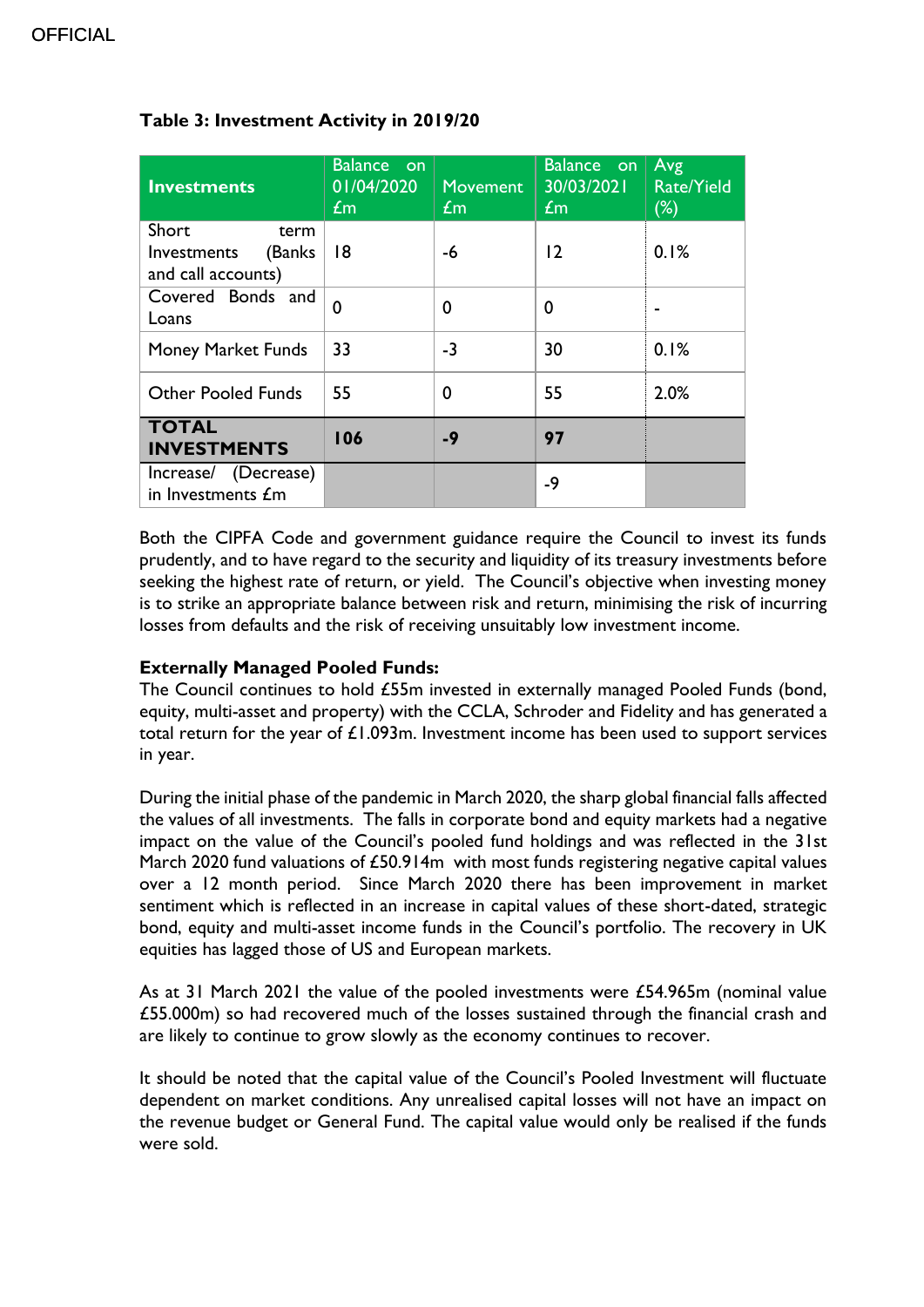OFFICIAL

**Table 3: Investment Activity in 2019/20**

| Investments | Balance on 01/04/2020 £m | Movement £m | Balance on 30/03/2021 £m | Avg Rate/Yield (%) |
|---|---|---|---|---|
| Short term Investments (Banks and call accounts) | 18 | -6 | 12 | 0.1% |
| Covered Bonds and Loans | 0 | 0 | 0 | - |
| Money Market Funds | 33 | -3 | 30 | 0.1% |
| Other Pooled Funds | 55 | 0 | 55 | 2.0% |
| **TOTAL INVESTMENTS** | **106** | **-9** | **97** | |
| Increase/ (Decrease) in Investments £m | | | -9 | |

Both the CIPFA Code and government guidance require the Council to invest its funds prudently, and to have regard to the security and liquidity of its treasury investments before seeking the highest rate of return, or yield. The Council's objective when investing money is to strike an appropriate balance between risk and return, minimising the risk of incurring losses from defaults and the risk of receiving unsuitably low investment income.

**Externally Managed Pooled Funds:**
The Council continues to hold £55m invested in externally managed Pooled Funds (bond, equity, multi-asset and property) with the CCLA, Schroder and Fidelity and has generated a total return for the year of £1.093m. Investment income has been used to support services in year.

During the initial phase of the pandemic in March 2020, the sharp global financial falls affected the values of all investments. The falls in corporate bond and equity markets had a negative impact on the value of the Council's pooled fund holdings and was reflected in the 31st March 2020 fund valuations of £50.914m with most funds registering negative capital values over a 12 month period. Since March 2020 there has been improvement in market sentiment which is reflected in an increase in capital values of these short-dated, strategic bond, equity and multi-asset income funds in the Council's portfolio. The recovery in UK equities has lagged those of US and European markets.

As at 31 March 2021 the value of the pooled investments were £54.965m (nominal value £55.000m) so had recovered much of the losses sustained through the financial crash and are likely to continue to grow slowly as the economy continues to recover.

It should be noted that the capital value of the Council's Pooled Investment will fluctuate dependent on market conditions. Any unrealised capital losses will not have an impact on the revenue budget or General Fund. The capital value would only be realised if the funds were sold.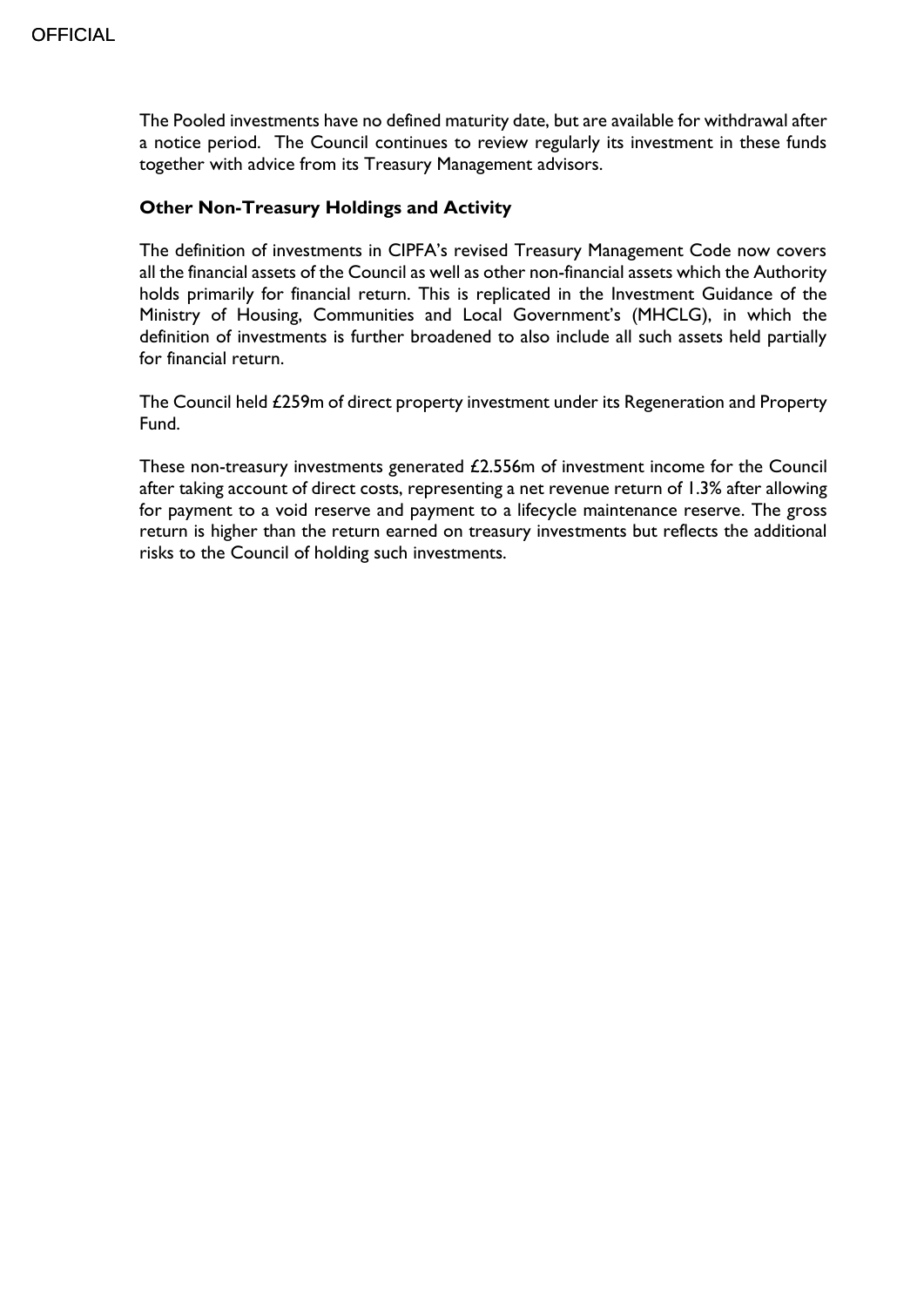The Pooled investments have no defined maturity date, but are available for withdrawal after a notice period. The Council continues to review regularly its investment in these funds together with advice from its Treasury Management advisors.

**Other Non-Treasury Holdings and Activity**

The definition of investments in CIPFA's revised Treasury Management Code now covers all the financial assets of the Council as well as other non-financial assets which the Authority holds primarily for financial return. This is replicated in the Investment Guidance of the Ministry of Housing, Communities and Local Government's (MHCLG), in which the definition of investments is further broadened to also include all such assets held partially for financial return.

The Council held £259m of direct property investment under its Regeneration and Property Fund.

These non-treasury investments generated £2.556m of investment income for the Council after taking account of direct costs, representing a net revenue return of 1.3% after allowing for payment to a void reserve and payment to a lifecycle maintenance reserve. The gross return is higher than the return earned on treasury investments but reflects the additional risks to the Council of holding such investments.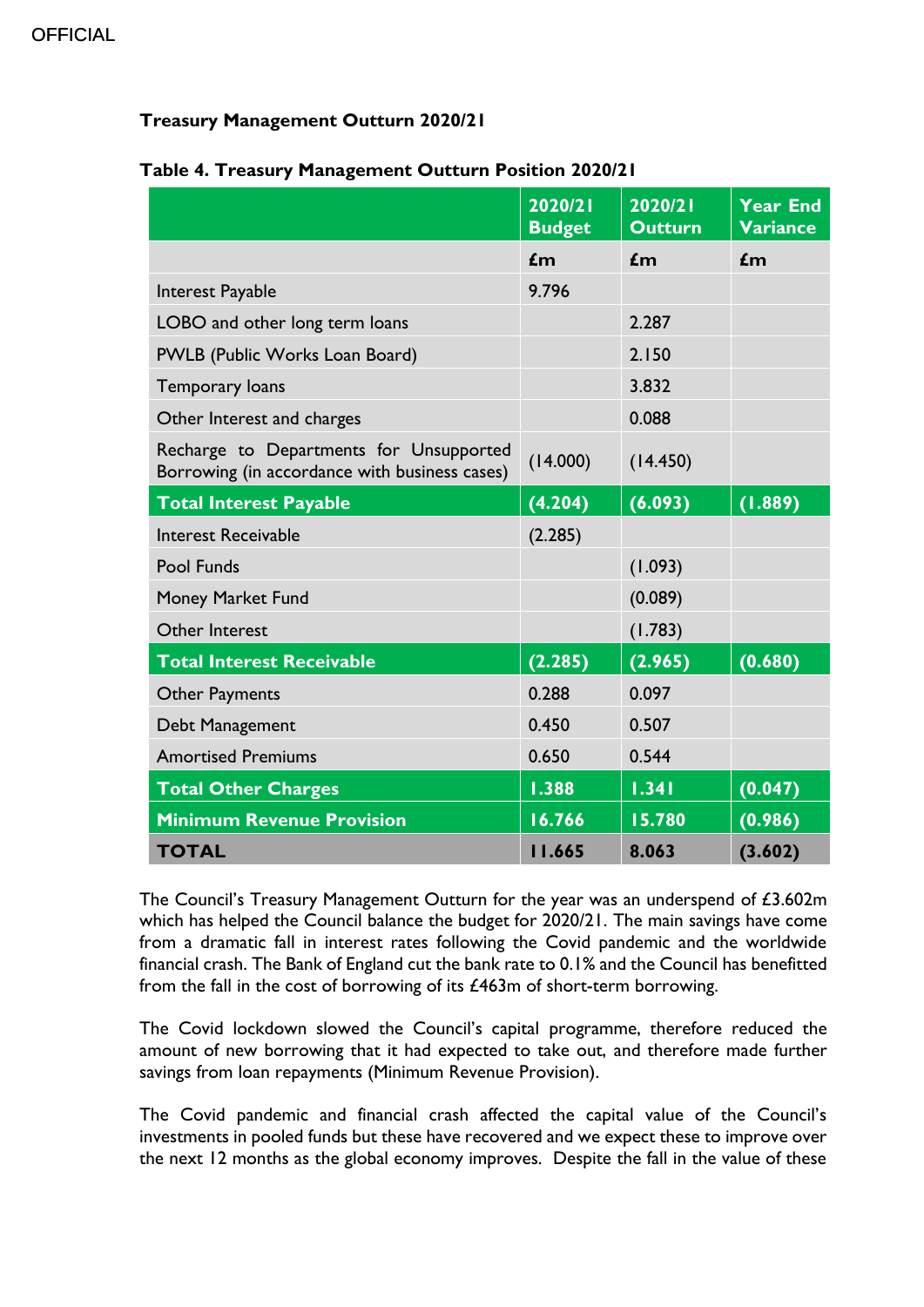OFFICIAL

**Treasury Management Outturn 2020/21**

**Table 4. Treasury Management Outturn Position 2020/21**

| | 2020/21 Budget | 2020/21 Outturn | Year End Variance |
|---|---|---|---|
| | **£m** | **£m** | **£m** |
| Interest Payable | 9.796 | | |
| LOBO and other long term loans | | 2.287 | |
| PWLB (Public Works Loan Board) | | 2.150 | |
| Temporary loans | | 3.832 | |
| Other Interest and charges | | 0.088 | |
| Recharge to Departments for Unsupported Borrowing (in accordance with business cases) | (14.000) | (14.450) | |
| **Total Interest Payable** | **(4.204)** | **(6.093)** | **(1.889)** |
| Interest Receivable | (2.285) | | |
| Pool Funds | | (1.093) | |
| Money Market Fund | | (0.089) | |
| Other Interest | | (1.783) | |
| **Total Interest Receivable** | **(2.285)** | **(2.965)** | **(0.680)** |
| Other Payments | 0.288 | 0.097 | |
| Debt Management | 0.450 | 0.507 | |
| Amortised Premiums | 0.650 | 0.544 | |
| **Total Other Charges** | **1.388** | **1.341** | **(0.047)** |
| **Minimum Revenue Provision** | **16.766** | **15.780** | **(0.986)** |
| **TOTAL** | **11.665** | **8.063** | **(3.602)** |

The Council's Treasury Management Outturn for the year was an underspend of £3.602m which has helped the Council balance the budget for 2020/21. The main savings have come from a dramatic fall in interest rates following the Covid pandemic and the worldwide financial crash. The Bank of England cut the bank rate to 0.1% and the Council has benefitted from the fall in the cost of borrowing of its £463m of short-term borrowing.

The Covid lockdown slowed the Council's capital programme, therefore reduced the amount of new borrowing that it had expected to take out, and therefore made further savings from loan repayments (Minimum Revenue Provision).

The Covid pandemic and financial crash affected the capital value of the Council's investments in pooled funds but these have recovered and we expect these to improve over the next 12 months as the global economy improves. Despite the fall in the value of these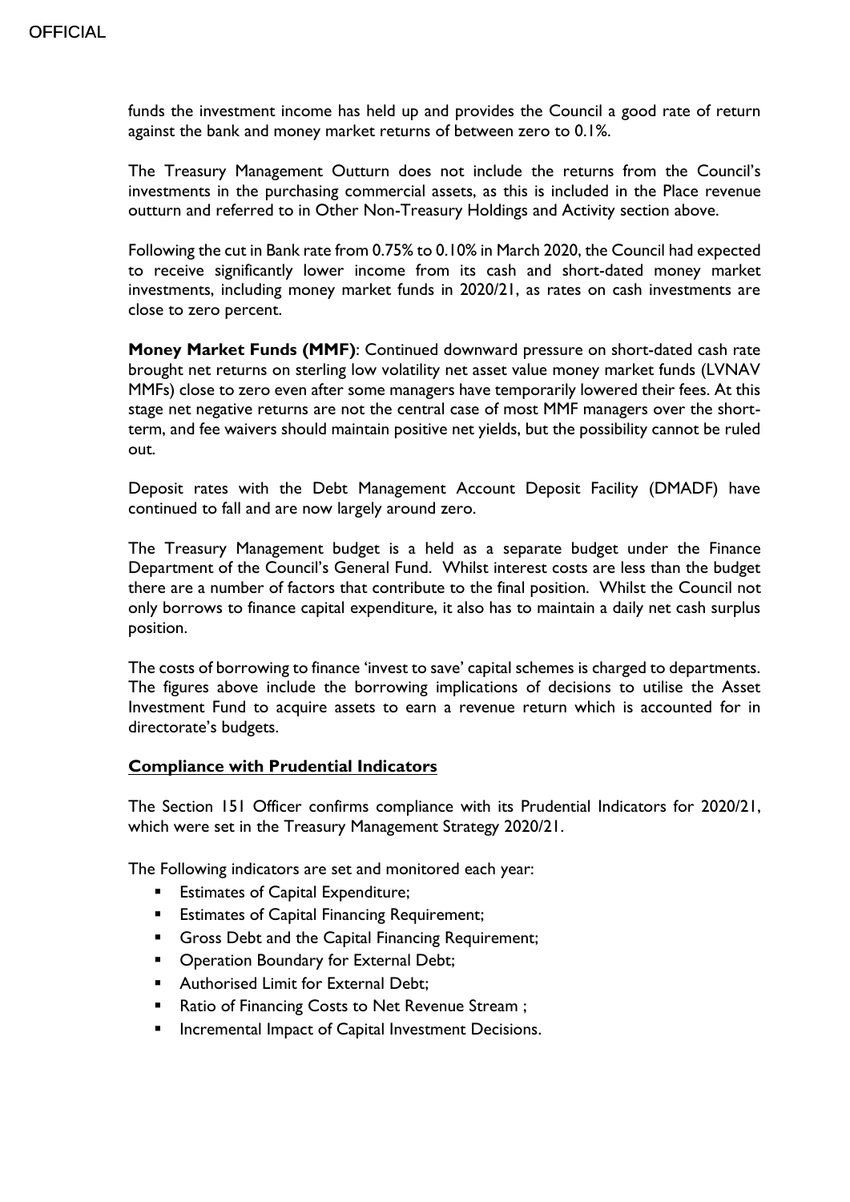funds the investment income has held up and provides the Council a good rate of return against the bank and money market returns of between zero to 0.1%.

The Treasury Management Outturn does not include the returns from the Council's investments in the purchasing commercial assets, as this is included in the Place revenue outturn and referred to in Other Non-Treasury Holdings and Activity section above.

Following the cut in Bank rate from 0.75% to 0.10% in March 2020, the Council had expected to receive significantly lower income from its cash and short-dated money market investments, including money market funds in 2020/21, as rates on cash investments are close to zero percent.

**Money Market Funds (MMF)**: Continued downward pressure on short-dated cash rate brought net returns on sterling low volatility net asset value money market funds (LVNAV MMFs) close to zero even after some managers have temporarily lowered their fees. At this stage net negative returns are not the central case of most MMF managers over the short-term, and fee waivers should maintain positive net yields, but the possibility cannot be ruled out.

Deposit rates with the Debt Management Account Deposit Facility (DMADF) have continued to fall and are now largely around zero.

The Treasury Management budget is a held as a separate budget under the Finance Department of the Council's General Fund. Whilst interest costs are less than the budget there are a number of factors that contribute to the final position. Whilst the Council not only borrows to finance capital expenditure, it also has to maintain a daily net cash surplus position.

The costs of borrowing to finance 'invest to save' capital schemes is charged to departments. The figures above include the borrowing implications of decisions to utilise the Asset Investment Fund to acquire assets to earn a revenue return which is accounted for in directorate's budgets.

## Compliance with Prudential Indicators

The Section 151 Officer confirms compliance with its Prudential Indicators for 2020/21, which were set in the Treasury Management Strategy 2020/21.

The Following indicators are set and monitored each year:

- Estimates of Capital Expenditure;
- Estimates of Capital Financing Requirement;
- Gross Debt and the Capital Financing Requirement;
- Operation Boundary for External Debt;
- Authorised Limit for External Debt;
- Ratio of Financing Costs to Net Revenue Stream ;
- Incremental Impact of Capital Investment Decisions.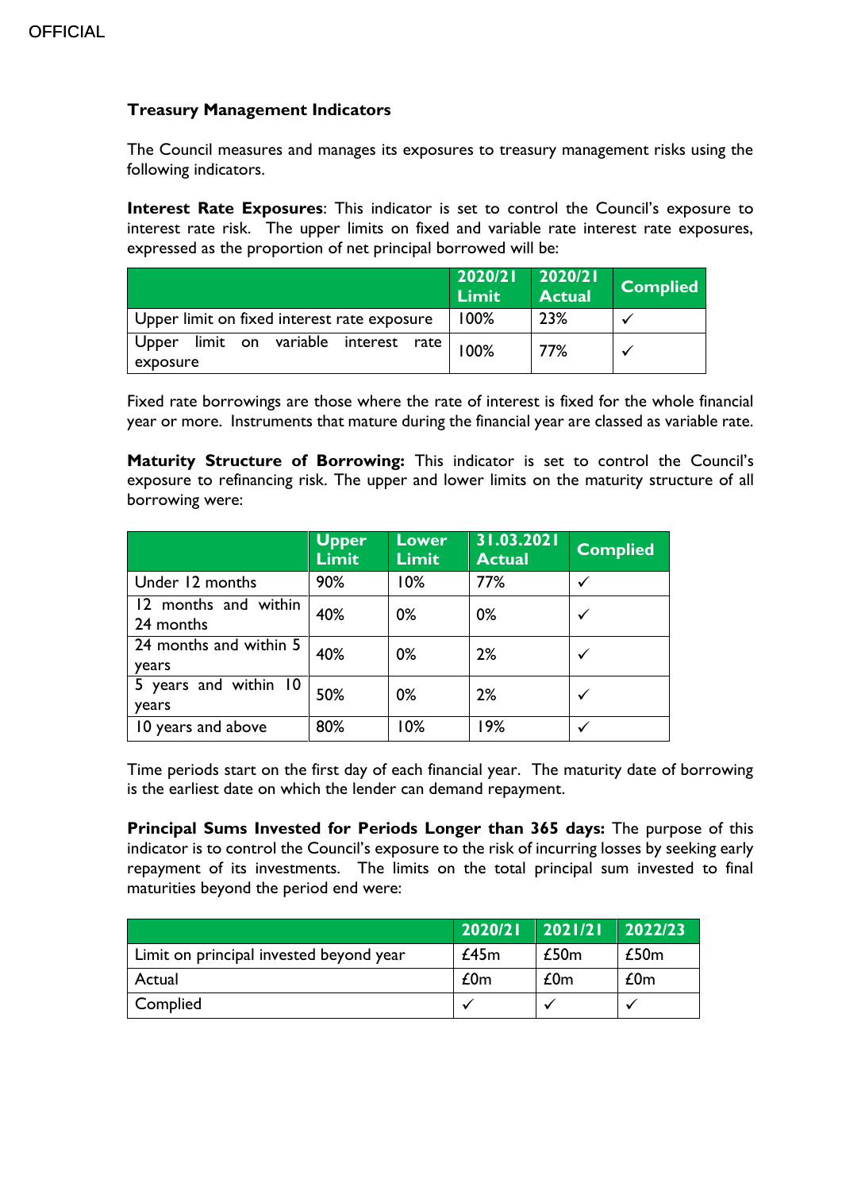**Treasury Management Indicators**

The Council measures and manages its exposures to treasury management risks using the following indicators.

**Interest Rate Exposures**: This indicator is set to control the Council's exposure to interest rate risk. The upper limits on fixed and variable rate interest rate exposures, expressed as the proportion of net principal borrowed will be:

| | 2020/21 Limit | 2020/21 Actual | Complied |
|---|---|---|---|
| Upper limit on fixed interest rate exposure | 100% | 23% | ✓ |
| Upper limit on variable interest rate exposure | 100% | 77% | ✓ |

Fixed rate borrowings are those where the rate of interest is fixed for the whole financial year or more. Instruments that mature during the financial year are classed as variable rate.

**Maturity Structure of Borrowing:** This indicator is set to control the Council's exposure to refinancing risk. The upper and lower limits on the maturity structure of all borrowing were:

| | Upper Limit | Lower Limit | 31.03.2021 Actual | Complied |
|---|---|---|---|---|
| Under 12 months | 90% | 10% | 77% | ✓ |
| 12 months and within 24 months | 40% | 0% | 0% | ✓ |
| 24 months and within 5 years | 40% | 0% | 2% | ✓ |
| 5 years and within 10 years | 50% | 0% | 2% | ✓ |
| 10 years and above | 80% | 10% | 19% | ✓ |

Time periods start on the first day of each financial year. The maturity date of borrowing is the earliest date on which the lender can demand repayment.

**Principal Sums Invested for Periods Longer than 365 days:** The purpose of this indicator is to control the Council's exposure to the risk of incurring losses by seeking early repayment of its investments. The limits on the total principal sum invested to final maturities beyond the period end were:

| | 2020/21 | 2021/21 | 2022/23 |
|---|---|---|---|
| Limit on principal invested beyond year | £45m | £50m | £50m |
| Actual | £0m | £0m | £0m |
| Complied | ✓ | ✓ | ✓ |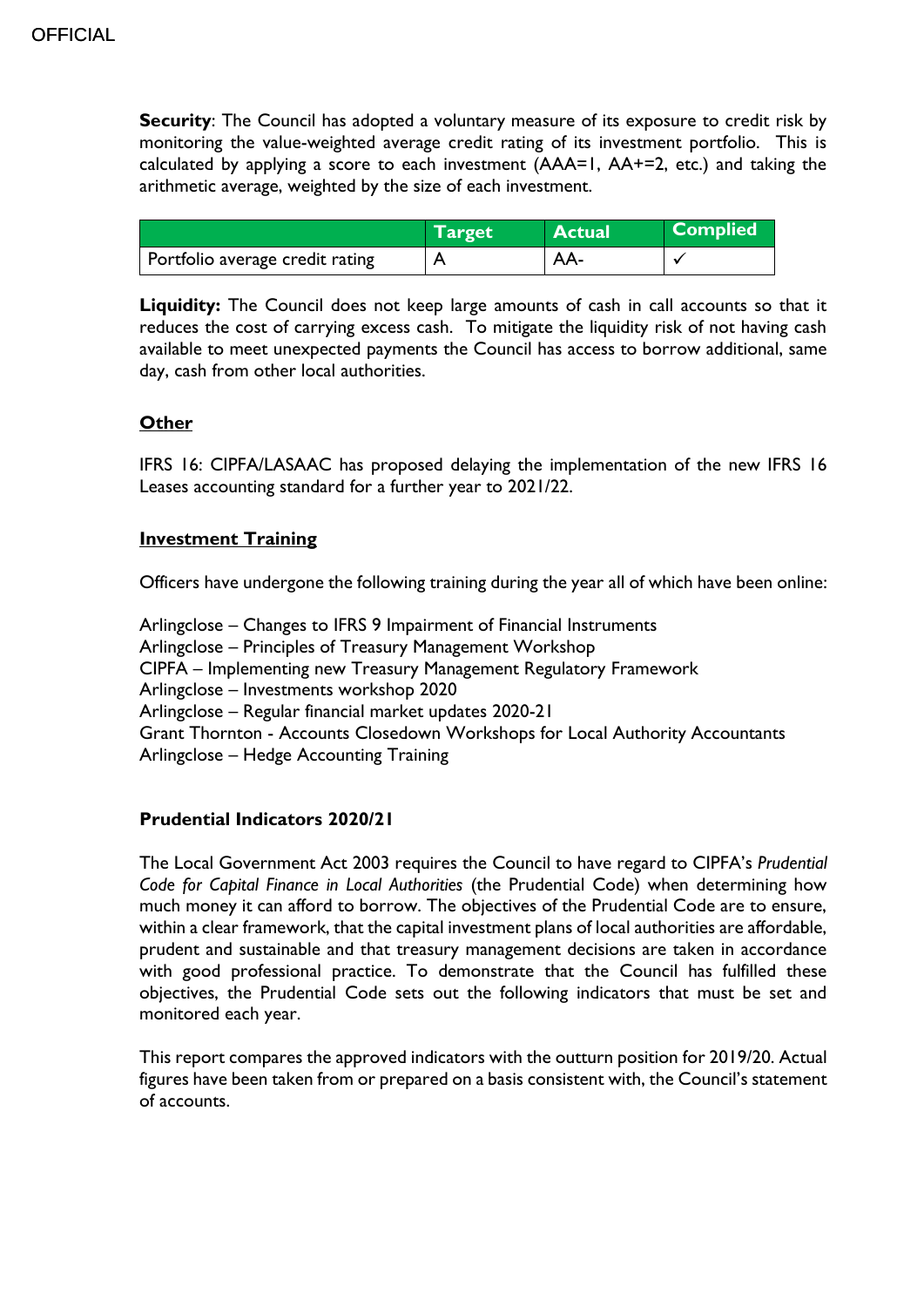**Security**: The Council has adopted a voluntary measure of its exposure to credit risk by monitoring the value-weighted average credit rating of its investment portfolio. This is calculated by applying a score to each investment (AAA=1, AA+=2, etc.) and taking the arithmetic average, weighted by the size of each investment.

| | Target | Actual | Complied |
|---|---|---|---|
| Portfolio average credit rating | A | AA- | ✓ |

**Liquidity:** The Council does not keep large amounts of cash in call accounts so that it reduces the cost of carrying excess cash. To mitigate the liquidity risk of not having cash available to meet unexpected payments the Council has access to borrow additional, same day, cash from other local authorities.

**Other**

IFRS 16: CIPFA/LASAAC has proposed delaying the implementation of the new IFRS 16 Leases accounting standard for a further year to 2021/22.

**Investment Training**

Officers have undergone the following training during the year all of which have been online:

Arlingclose – Changes to IFRS 9 Impairment of Financial Instruments
Arlingclose – Principles of Treasury Management Workshop
CIPFA – Implementing new Treasury Management Regulatory Framework
Arlingclose – Investments workshop 2020
Arlingclose – Regular financial market updates 2020-21
Grant Thornton - Accounts Closedown Workshops for Local Authority Accountants
Arlingclose – Hedge Accounting Training

**Prudential Indicators 2020/21**

The Local Government Act 2003 requires the Council to have regard to CIPFA's *Prudential Code for Capital Finance in Local Authorities* (the Prudential Code) when determining how much money it can afford to borrow. The objectives of the Prudential Code are to ensure, within a clear framework, that the capital investment plans of local authorities are affordable, prudent and sustainable and that treasury management decisions are taken in accordance with good professional practice. To demonstrate that the Council has fulfilled these objectives, the Prudential Code sets out the following indicators that must be set and monitored each year.

This report compares the approved indicators with the outturn position for 2019/20. Actual figures have been taken from or prepared on a basis consistent with, the Council's statement of accounts.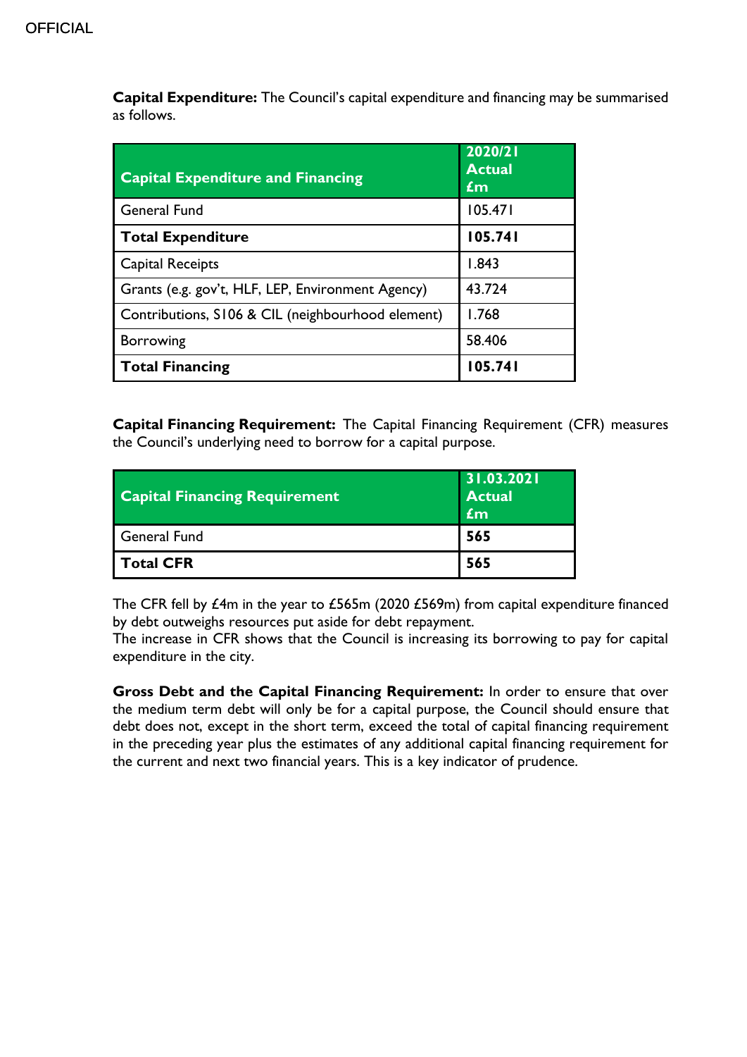**Capital Expenditure:** The Council's capital expenditure and financing may be summarised as follows.

| Capital Expenditure and Financing | 2020/21 Actual £m |
|---|---|
| General Fund | 105.471 |
| **Total Expenditure** | **105.741** |
| Capital Receipts | 1.843 |
| Grants (e.g. gov't, HLF, LEP, Environment Agency) | 43.724 |
| Contributions, S106 & CIL (neighbourhood element) | 1.768 |
| Borrowing | 58.406 |
| **Total Financing** | **105.741** |

**Capital Financing Requirement:** The Capital Financing Requirement (CFR) measures the Council's underlying need to borrow for a capital purpose.

| Capital Financing Requirement | 31.03.2021 Actual £m |
|---|---|
| General Fund | **565** |
| **Total CFR** | **565** |

The CFR fell by £4m in the year to £565m (2020 £569m) from capital expenditure financed by debt outweighs resources put aside for debt repayment.
The increase in CFR shows that the Council is increasing its borrowing to pay for capital expenditure in the city.

**Gross Debt and the Capital Financing Requirement:** In order to ensure that over the medium term debt will only be for a capital purpose, the Council should ensure that debt does not, except in the short term, exceed the total of capital financing requirement in the preceding year plus the estimates of any additional capital financing requirement for the current and next two financial years. This is a key indicator of prudence.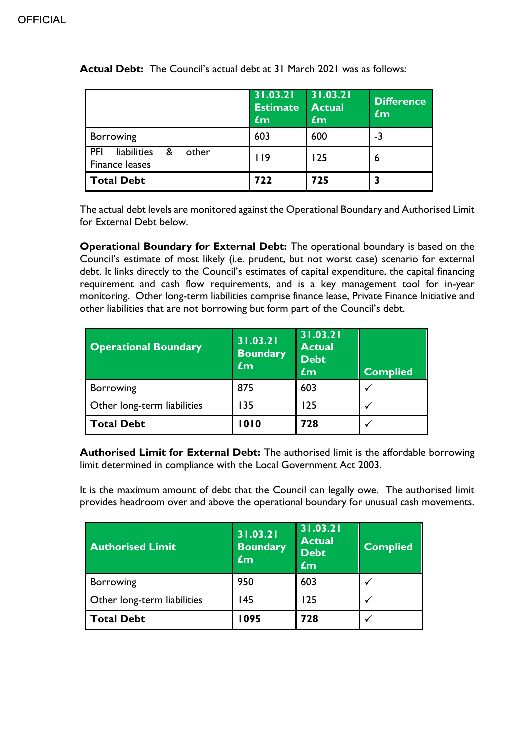**Actual Debt:** The Council's actual debt at 31 March 2021 was as follows:

| | 31.03.21 Estimate £m | 31.03.21 Actual £m | Difference £m |
|---|---|---|---|
| Borrowing | 603 | 600 | -3 |
| PFI liabilities & other Finance leases | 119 | 125 | 6 |
| **Total Debt** | **722** | **725** | **3** |

The actual debt levels are monitored against the Operational Boundary and Authorised Limit for External Debt below.

**Operational Boundary for External Debt:** The operational boundary is based on the Council's estimate of most likely (i.e. prudent, but not worst case) scenario for external debt. It links directly to the Council's estimates of capital expenditure, the capital financing requirement and cash flow requirements, and is a key management tool for in-year monitoring. Other long-term liabilities comprise finance lease, Private Finance Initiative and other liabilities that are not borrowing but form part of the Council's debt.

| Operational Boundary | 31.03.21 Boundary £m | 31.03.21 Actual Debt £m | Complied |
|---|---|---|---|
| Borrowing | 875 | 603 | ✓ |
| Other long-term liabilities | 135 | 125 | ✓ |
| **Total Debt** | **1010** | **728** | ✓ |

**Authorised Limit for External Debt:** The authorised limit is the affordable borrowing limit determined in compliance with the Local Government Act 2003.

It is the maximum amount of debt that the Council can legally owe. The authorised limit provides headroom over and above the operational boundary for unusual cash movements.

| Authorised Limit | 31.03.21 Boundary £m | 31.03.21 Actual Debt £m | Complied |
|---|---|---|---|
| Borrowing | 950 | 603 | ✓ |
| Other long-term liabilities | 145 | 125 | ✓ |
| **Total Debt** | **1095** | **728** | ✓ |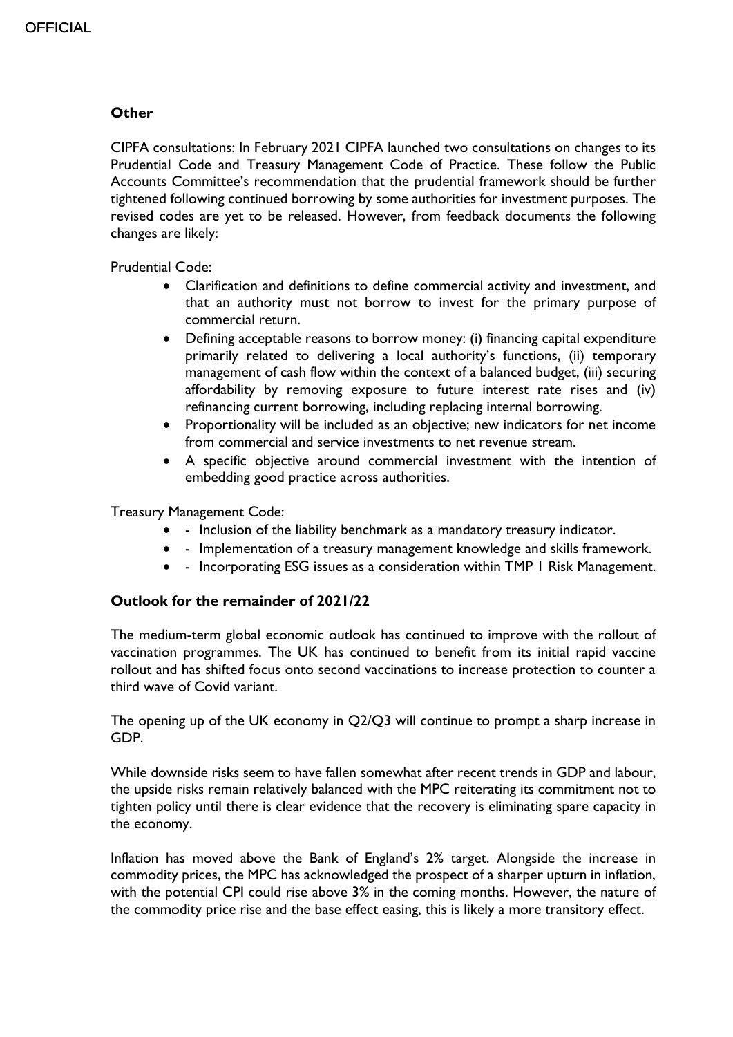### Other

CIPFA consultations: In February 2021 CIPFA launched two consultations on changes to its Prudential Code and Treasury Management Code of Practice. These follow the Public Accounts Committee's recommendation that the prudential framework should be further tightened following continued borrowing by some authorities for investment purposes. The revised codes are yet to be released. However, from feedback documents the following changes are likely:

Prudential Code:

- Clarification and definitions to define commercial activity and investment, and that an authority must not borrow to invest for the primary purpose of commercial return.
- Defining acceptable reasons to borrow money: (i) financing capital expenditure primarily related to delivering a local authority's functions, (ii) temporary management of cash flow within the context of a balanced budget, (iii) securing affordability by removing exposure to future interest rate rises and (iv) refinancing current borrowing, including replacing internal borrowing.
- Proportionality will be included as an objective; new indicators for net income from commercial and service investments to net revenue stream.
- A specific objective around commercial investment with the intention of embedding good practice across authorities.

Treasury Management Code:

- - Inclusion of the liability benchmark as a mandatory treasury indicator.
- - Implementation of a treasury management knowledge and skills framework.
- - Incorporating ESG issues as a consideration within TMP 1 Risk Management.

### Outlook for the remainder of 2021/22

The medium-term global economic outlook has continued to improve with the rollout of vaccination programmes. The UK has continued to benefit from its initial rapid vaccine rollout and has shifted focus onto second vaccinations to increase protection to counter a third wave of Covid variant.

The opening up of the UK economy in Q2/Q3 will continue to prompt a sharp increase in GDP.

While downside risks seem to have fallen somewhat after recent trends in GDP and labour, the upside risks remain relatively balanced with the MPC reiterating its commitment not to tighten policy until there is clear evidence that the recovery is eliminating spare capacity in the economy.

Inflation has moved above the Bank of England's 2% target. Alongside the increase in commodity prices, the MPC has acknowledged the prospect of a sharper upturn in inflation, with the potential CPI could rise above 3% in the coming months. However, the nature of the commodity price rise and the base effect easing, this is likely a more transitory effect.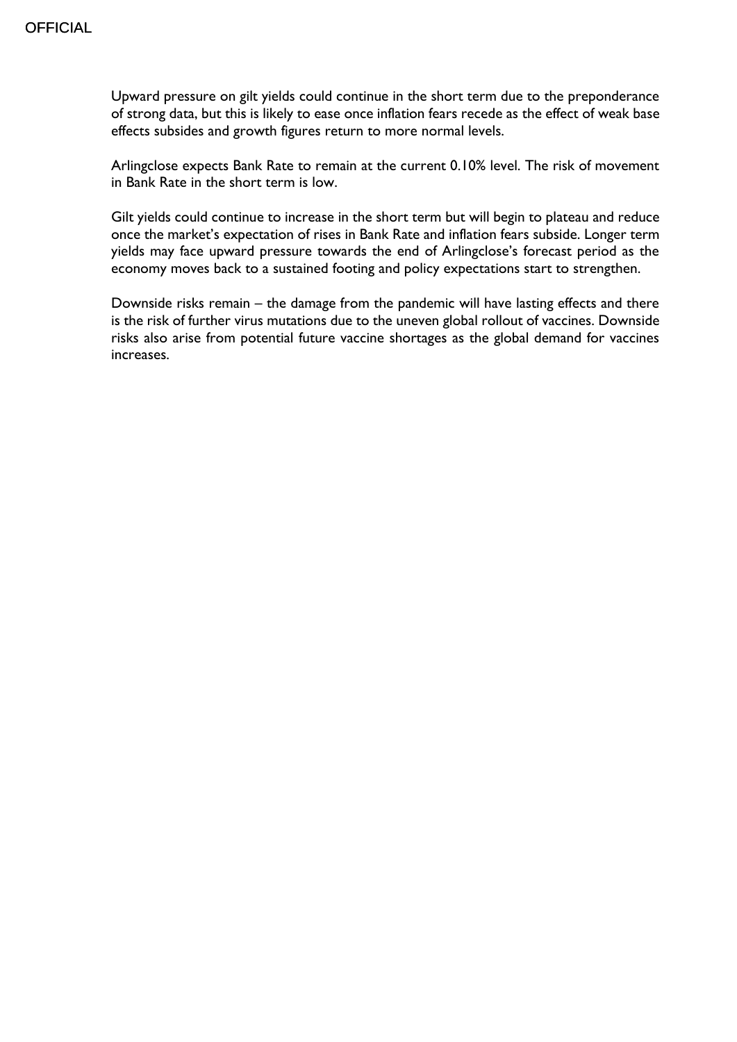Upward pressure on gilt yields could continue in the short term due to the preponderance of strong data, but this is likely to ease once inflation fears recede as the effect of weak base effects subsides and growth figures return to more normal levels.

Arlingclose expects Bank Rate to remain at the current 0.10% level. The risk of movement in Bank Rate in the short term is low.

Gilt yields could continue to increase in the short term but will begin to plateau and reduce once the market's expectation of rises in Bank Rate and inflation fears subside. Longer term yields may face upward pressure towards the end of Arlingclose's forecast period as the economy moves back to a sustained footing and policy expectations start to strengthen.

Downside risks remain – the damage from the pandemic will have lasting effects and there is the risk of further virus mutations due to the uneven global rollout of vaccines. Downside risks also arise from potential future vaccine shortages as the global demand for vaccines increases.